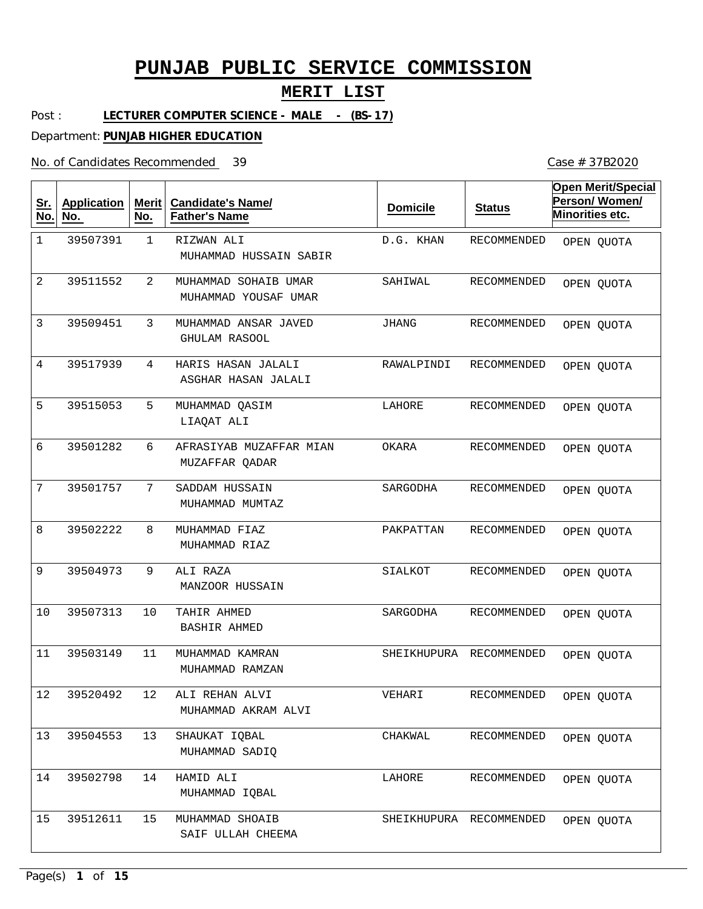# PUNJAB PUBLIC SERVICE COMMISSION

## MERIT LIST

Post : **LECTURER COMPUTER SCIENCE - MALE - (BS-17)**

Department: **PUNJAB HIGHER EDUCATION**

No. of Candidates Recommended 39

Case # 37B2020

| Sr. No. | Application No. | Merit No. | Candidate's Name/ Father's Name | Domicile | Status | Open Merit/Special Person/ Women/ Minorities etc. |
|---|---|---|---|---|---|---|
| 1 | 39507391 | 1 | RIZWAN ALI<br>MUHAMMAD HUSSAIN SABIR | D.G. KHAN | RECOMMENDED | OPEN QUOTA |
| 2 | 39511552 | 2 | MUHAMMAD SOHAIB UMAR<br>MUHAMMAD YOUSAF UMAR | SAHIWAL | RECOMMENDED | OPEN QUOTA |
| 3 | 39509451 | 3 | MUHAMMAD ANSAR JAVED<br>GHULAM RASOOL | JHANG | RECOMMENDED | OPEN QUOTA |
| 4 | 39517939 | 4 | HARIS HASAN JALALI<br>ASGHAR HASAN JALALI | RAWALPINDI | RECOMMENDED | OPEN QUOTA |
| 5 | 39515053 | 5 | MUHAMMAD QASIM<br>LIAQAT ALI | LAHORE | RECOMMENDED | OPEN QUOTA |
| 6 | 39501282 | 6 | AFRASIYAB MUZAFFAR MIAN<br>MUZAFFAR QADAR | OKARA | RECOMMENDED | OPEN QUOTA |
| 7 | 39501757 | 7 | SADDAM HUSSAIN<br>MUHAMMAD MUMTAZ | SARGODHA | RECOMMENDED | OPEN QUOTA |
| 8 | 39502222 | 8 | MUHAMMAD FIAZ<br>MUHAMMAD RIAZ | PAKPATTAN | RECOMMENDED | OPEN QUOTA |
| 9 | 39504973 | 9 | ALI RAZA<br>MANZOOR HUSSAIN | SIALKOT | RECOMMENDED | OPEN QUOTA |
| 10 | 39507313 | 10 | TAHIR AHMED<br>BASHIR AHMED | SARGODHA | RECOMMENDED | OPEN QUOTA |
| 11 | 39503149 | 11 | MUHAMMAD KAMRAN<br>MUHAMMAD RAMZAN | SHEIKHUPURA | RECOMMENDED | OPEN QUOTA |
| 12 | 39520492 | 12 | ALI REHAN ALVI<br>MUHAMMAD AKRAM ALVI | VEHARI | RECOMMENDED | OPEN QUOTA |
| 13 | 39504553 | 13 | SHAUKAT IQBAL<br>MUHAMMAD SADIQ | CHAKWAL | RECOMMENDED | OPEN QUOTA |
| 14 | 39502798 | 14 | HAMID ALI<br>MUHAMMAD IQBAL | LAHORE | RECOMMENDED | OPEN QUOTA |
| 15 | 39512611 | 15 | MUHAMMAD SHOAIB<br>SAIF ULLAH CHEEMA | SHEIKHUPURA | RECOMMENDED | OPEN QUOTA |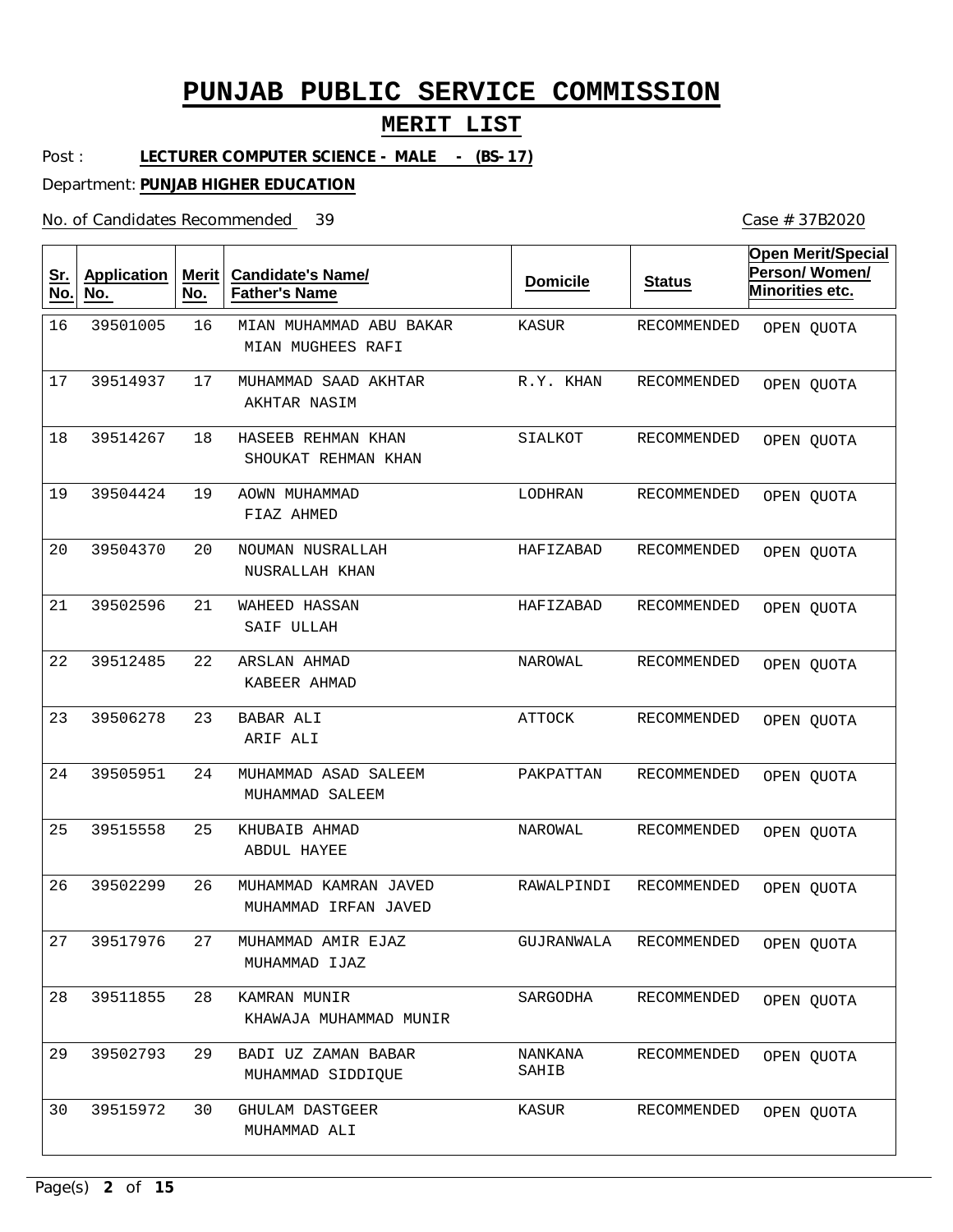# PUNJAB PUBLIC SERVICE COMMISSION

## MERIT LIST

Post : **LECTURER COMPUTER SCIENCE - MALE - (BS-17)**

Department: **PUNJAB HIGHER EDUCATION**

No. of Candidates Recommended 39

Case # 37B2020

| Sr. No. | Application No. | Merit No. | Candidate's Name/ Father's Name | Domicile | Status | Open Merit/Special Person/ Women/ Minorities etc. |
|---|---|---|---|---|---|---|
| 16 | 39501005 | 16 | MIAN MUHAMMAD ABU BAKAR<br>MIAN MUGHEES RAFI | KASUR | RECOMMENDED | OPEN QUOTA |
| 17 | 39514937 | 17 | MUHAMMAD SAAD AKHTAR<br>AKHTAR NASIM | R.Y. KHAN | RECOMMENDED | OPEN QUOTA |
| 18 | 39514267 | 18 | HASEEB REHMAN KHAN<br>SHOUKAT REHMAN KHAN | SIALKOT | RECOMMENDED | OPEN QUOTA |
| 19 | 39504424 | 19 | AOWN MUHAMMAD<br>FIAZ AHMED | LODHRAN | RECOMMENDED | OPEN QUOTA |
| 20 | 39504370 | 20 | NOUMAN NUSRALLAH<br>NUSRALLAH KHAN | HAFIZABAD | RECOMMENDED | OPEN QUOTA |
| 21 | 39502596 | 21 | WAHEED HASSAN<br>SAIF ULLAH | HAFIZABAD | RECOMMENDED | OPEN QUOTA |
| 22 | 39512485 | 22 | ARSLAN AHMAD<br>KABEER AHMAD | NAROWAL | RECOMMENDED | OPEN QUOTA |
| 23 | 39506278 | 23 | BABAR ALI<br>ARIF ALI | ATTOCK | RECOMMENDED | OPEN QUOTA |
| 24 | 39505951 | 24 | MUHAMMAD ASAD SALEEM<br>MUHAMMAD SALEEM | PAKPATTAN | RECOMMENDED | OPEN QUOTA |
| 25 | 39515558 | 25 | KHUBAIB AHMAD<br>ABDUL HAYEE | NAROWAL | RECOMMENDED | OPEN QUOTA |
| 26 | 39502299 | 26 | MUHAMMAD KAMRAN JAVED<br>MUHAMMAD IRFAN JAVED | RAWALPINDI | RECOMMENDED | OPEN QUOTA |
| 27 | 39517976 | 27 | MUHAMMAD AMIR EJAZ<br>MUHAMMAD IJAZ | GUJRANWALA | RECOMMENDED | OPEN QUOTA |
| 28 | 39511855 | 28 | KAMRAN MUNIR<br>KHAWAJA MUHAMMAD MUNIR | SARGODHA | RECOMMENDED | OPEN QUOTA |
| 29 | 39502793 | 29 | BADI UZ ZAMAN BABAR<br>MUHAMMAD SIDDIQUE | NANKANA SAHIB | RECOMMENDED | OPEN QUOTA |
| 30 | 39515972 | 30 | GHULAM DASTGEER<br>MUHAMMAD ALI | KASUR | RECOMMENDED | OPEN QUOTA |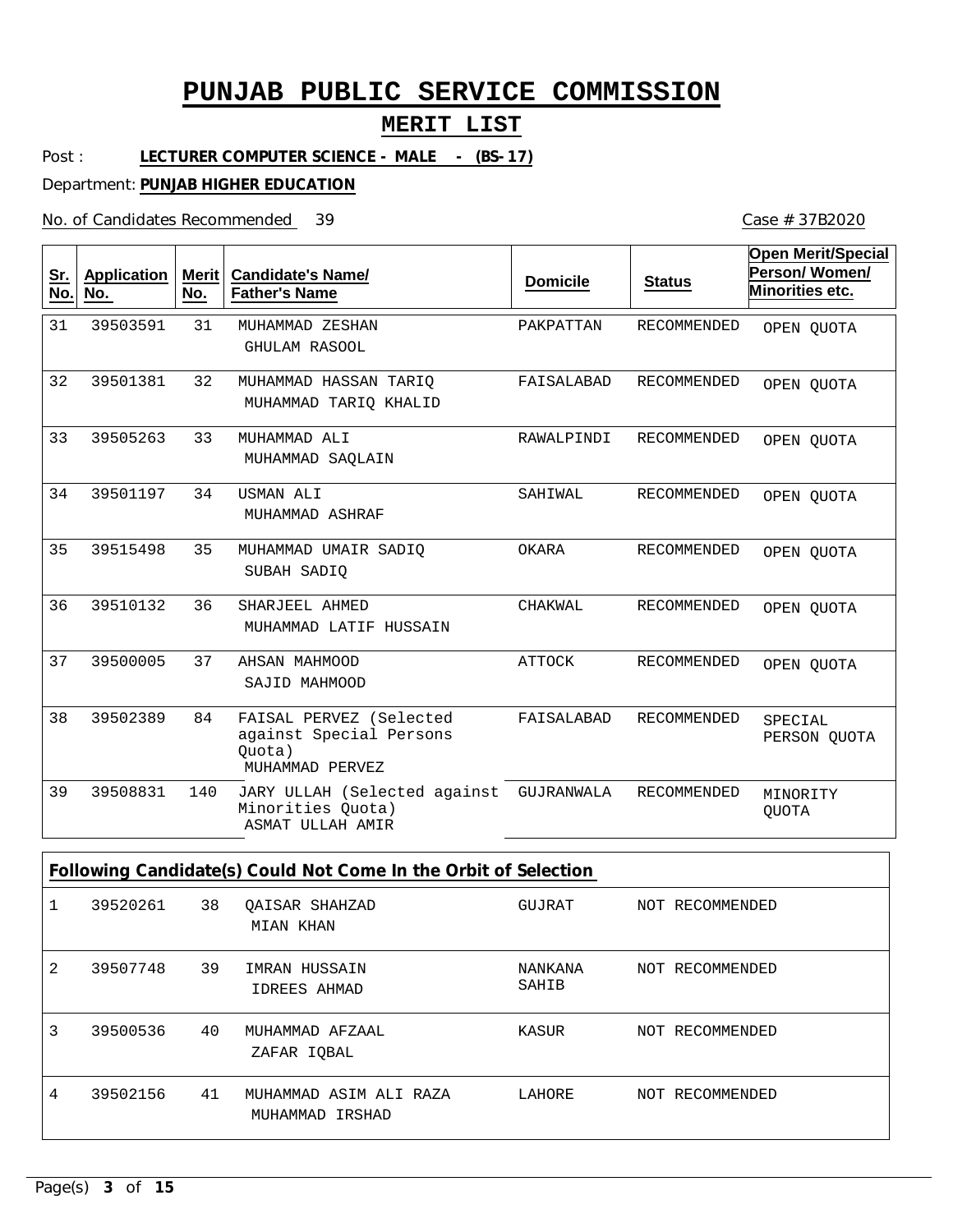# PUNJAB PUBLIC SERVICE COMMISSION

## MERIT LIST

Post : **LECTURER COMPUTER SCIENCE - MALE - (BS-17)**

Department: **PUNJAB HIGHER EDUCATION**

No. of Candidates Recommended 39

Case # 37B2020

| Sr. No. | Application No. | Merit No. | Candidate's Name/ Father's Name | Domicile | Status | Open Merit/Special Person/ Women/ Minorities etc. |
|---|---|---|---|---|---|---|
| 31 | 39503591 | 31 | MUHAMMAD ZESHAN<br>GHULAM RASOOL | PAKPATTAN | RECOMMENDED | OPEN QUOTA |
| 32 | 39501381 | 32 | MUHAMMAD HASSAN TARIQ<br>MUHAMMAD TARIQ KHALID | FAISALABAD | RECOMMENDED | OPEN QUOTA |
| 33 | 39505263 | 33 | MUHAMMAD ALI<br>MUHAMMAD SAQLAIN | RAWALPINDI | RECOMMENDED | OPEN QUOTA |
| 34 | 39501197 | 34 | USMAN ALI<br>MUHAMMAD ASHRAF | SAHIWAL | RECOMMENDED | OPEN QUOTA |
| 35 | 39515498 | 35 | MUHAMMAD UMAIR SADIQ<br>SUBAH SADIQ | OKARA | RECOMMENDED | OPEN QUOTA |
| 36 | 39510132 | 36 | SHARJEEL AHMED<br>MUHAMMAD LATIF HUSSAIN | CHAKWAL | RECOMMENDED | OPEN QUOTA |
| 37 | 39500005 | 37 | AHSAN MAHMOOD<br>SAJID MAHMOOD | ATTOCK | RECOMMENDED | OPEN QUOTA |
| 38 | 39502389 | 84 | FAISAL PERVEZ (Selected against Special Persons Quota)<br>MUHAMMAD PERVEZ | FAISALABAD | RECOMMENDED | SPECIAL PERSON QUOTA |
| 39 | 39508831 | 140 | JARY ULLAH (Selected against Minorities Quota)<br>ASMAT ULLAH AMIR | GUJRANWALA | RECOMMENDED | MINORITY QUOTA |

**Following Candidate(s) Could Not Come In the Orbit of Selection**

| Sr. No. | Application No. | Merit No. | Candidate's Name/ Father's Name | Domicile | Status |
|---|---|---|---|---|---|
| 1 | 39520261 | 38 | QAISAR SHAHZAD<br>MIAN KHAN | GUJRAT | NOT RECOMMENDED |
| 2 | 39507748 | 39 | IMRAN HUSSAIN<br>IDREES AHMAD | NANKANA SAHIB | NOT RECOMMENDED |
| 3 | 39500536 | 40 | MUHAMMAD AFZAAL<br>ZAFAR IQBAL | KASUR | NOT RECOMMENDED |
| 4 | 39502156 | 41 | MUHAMMAD ASIM ALI RAZA<br>MUHAMMAD IRSHAD | LAHORE | NOT RECOMMENDED |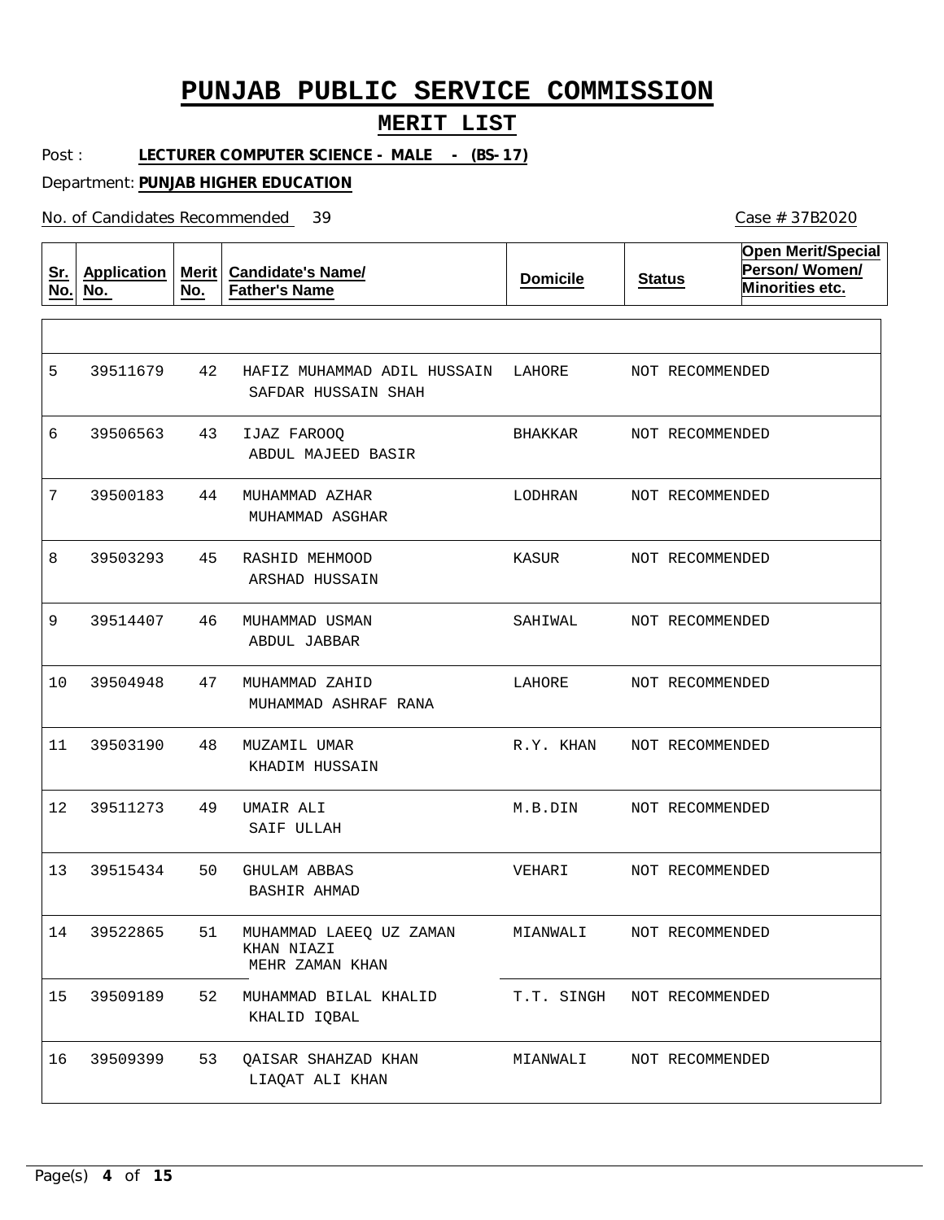# PUNJAB PUBLIC SERVICE COMMISSION

## MERIT LIST

Post : **LECTURER COMPUTER SCIENCE - MALE - (BS-17)**

Department: **PUNJAB HIGHER EDUCATION**

No. of Candidates Recommended 39

Case # 37B2020

| Sr. No. | Application No. | Merit No. | Candidate's Name/ Father's Name | Domicile | Status | Open Merit/Special Person/ Women/ Minorities etc. |
|---|---|---|---|---|---|---|
| 5 | 39511679 | 42 | HAFIZ MUHAMMAD ADIL HUSSAIN / SAFDAR HUSSAIN SHAH | LAHORE | NOT RECOMMENDED | |
| 6 | 39506563 | 43 | IJAZ FAROOQ / ABDUL MAJEED BASIR | BHAKKAR | NOT RECOMMENDED | |
| 7 | 39500183 | 44 | MUHAMMAD AZHAR / MUHAMMAD ASGHAR | LODHRAN | NOT RECOMMENDED | |
| 8 | 39503293 | 45 | RASHID MEHMOOD / ARSHAD HUSSAIN | KASUR | NOT RECOMMENDED | |
| 9 | 39514407 | 46 | MUHAMMAD USMAN / ABDUL JABBAR | SAHIWAL | NOT RECOMMENDED | |
| 10 | 39504948 | 47 | MUHAMMAD ZAHID / MUHAMMAD ASHRAF RANA | LAHORE | NOT RECOMMENDED | |
| 11 | 39503190 | 48 | MUZAMIL UMAR / KHADIM HUSSAIN | R.Y. KHAN | NOT RECOMMENDED | |
| 12 | 39511273 | 49 | UMAIR ALI / SAIF ULLAH | M.B.DIN | NOT RECOMMENDED | |
| 13 | 39515434 | 50 | GHULAM ABBAS / BASHIR AHMAD | VEHARI | NOT RECOMMENDED | |
| 14 | 39522865 | 51 | MUHAMMAD LAEEQ UZ ZAMAN KHAN NIAZI / MEHR ZAMAN KHAN | MIANWALI | NOT RECOMMENDED | |
| 15 | 39509189 | 52 | MUHAMMAD BILAL KHALID / KHALID IQBAL | T.T. SINGH | NOT RECOMMENDED | |
| 16 | 39509399 | 53 | QAISAR SHAHZAD KHAN / LIAQAT ALI KHAN | MIANWALI | NOT RECOMMENDED | |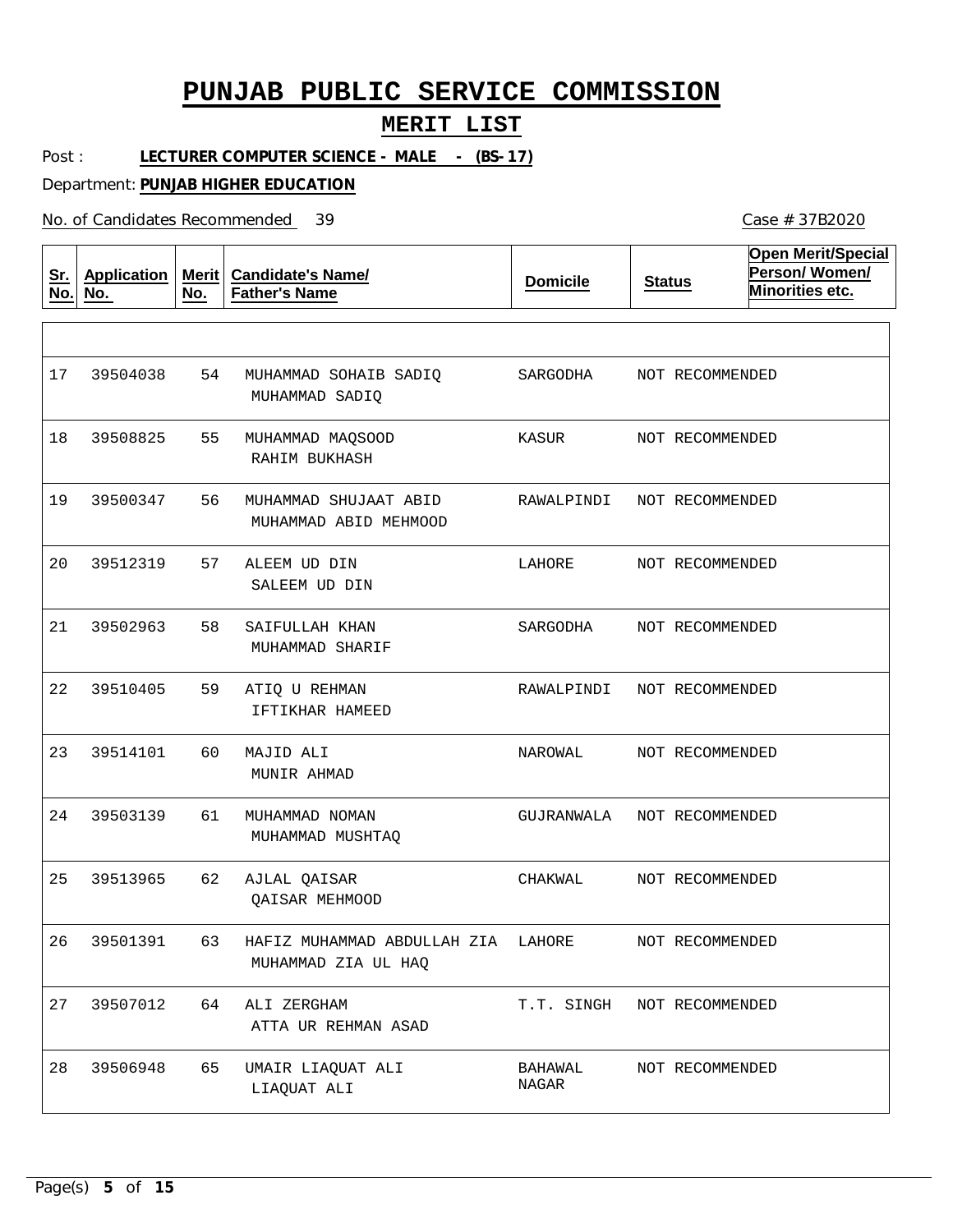# PUNJAB PUBLIC SERVICE COMMISSION

## MERIT LIST

Post : **LECTURER COMPUTER SCIENCE - MALE - (BS-17)**

Department: **PUNJAB HIGHER EDUCATION**

No. of Candidates Recommended 39

Case # 37B2020

| Sr. No. | Application No. | Merit No. | Candidate's Name/ Father's Name | Domicile | Status | Open Merit/Special Person/ Women/ Minorities etc. |
|---|---|---|---|---|---|---|
| 17 | 39504038 | 54 | MUHAMMAD SOHAIB SADIQ<br>MUHAMMAD SADIQ | SARGODHA | NOT RECOMMENDED | |
| 18 | 39508825 | 55 | MUHAMMAD MAQSOOD<br>RAHIM BUKHASH | KASUR | NOT RECOMMENDED | |
| 19 | 39500347 | 56 | MUHAMMAD SHUJAAT ABID<br>MUHAMMAD ABID MEHMOOD | RAWALPINDI | NOT RECOMMENDED | |
| 20 | 39512319 | 57 | ALEEM UD DIN<br>SALEEM UD DIN | LAHORE | NOT RECOMMENDED | |
| 21 | 39502963 | 58 | SAIFULLAH KHAN<br>MUHAMMAD SHARIF | SARGODHA | NOT RECOMMENDED | |
| 22 | 39510405 | 59 | ATIQ U REHMAN<br>IFTIKHAR HAMEED | RAWALPINDI | NOT RECOMMENDED | |
| 23 | 39514101 | 60 | MAJID ALI<br>MUNIR AHMAD | NAROWAL | NOT RECOMMENDED | |
| 24 | 39503139 | 61 | MUHAMMAD NOMAN<br>MUHAMMAD MUSHTAQ | GUJRANWALA | NOT RECOMMENDED | |
| 25 | 39513965 | 62 | AJLAL QAISAR<br>QAISAR MEHMOOD | CHAKWAL | NOT RECOMMENDED | |
| 26 | 39501391 | 63 | HAFIZ MUHAMMAD ABDULLAH ZIA<br>MUHAMMAD ZIA UL HAQ | LAHORE | NOT RECOMMENDED | |
| 27 | 39507012 | 64 | ALI ZERGHAM<br>ATTA UR REHMAN ASAD | T.T. SINGH | NOT RECOMMENDED | |
| 28 | 39506948 | 65 | UMAIR LIAQUAT ALI<br>LIAQUAT ALI | BAHAWAL NAGAR | NOT RECOMMENDED | |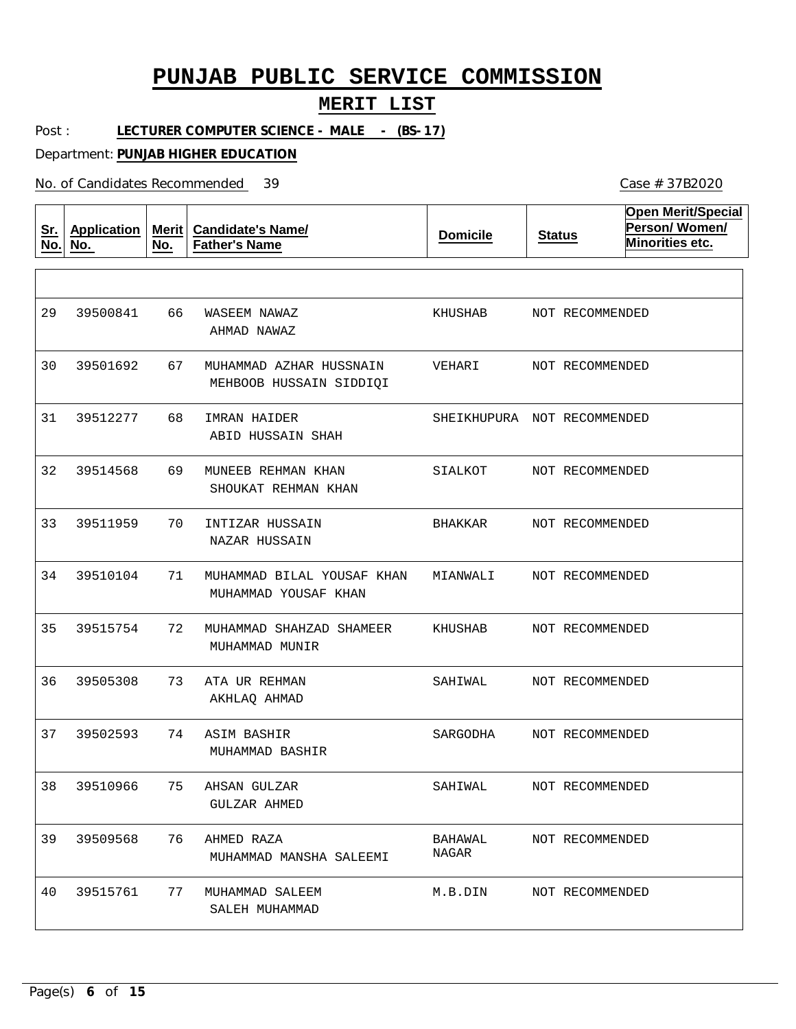# PUNJAB PUBLIC SERVICE COMMISSION

## MERIT LIST

Post : **LECTURER COMPUTER SCIENCE - MALE - (BS-17)**

Department: **PUNJAB HIGHER EDUCATION**

No. of Candidates Recommended 39

Case # 37B2020

| Sr. No. | Application No. | Merit No. | Candidate's Name/ Father's Name | Domicile | Status | Open Merit/Special Person/ Women/ Minorities etc. |
|---|---|---|---|---|---|---|
| 29 | 39500841 | 66 | WASEEM NAWAZ<br>AHMAD NAWAZ | KHUSHAB | NOT RECOMMENDED | |
| 30 | 39501692 | 67 | MUHAMMAD AZHAR HUSSNAIN<br>MEHBOOB HUSSAIN SIDDIQI | VEHARI | NOT RECOMMENDED | |
| 31 | 39512277 | 68 | IMRAN HAIDER<br>ABID HUSSAIN SHAH | SHEIKHUPURA | NOT RECOMMENDED | |
| 32 | 39514568 | 69 | MUNEEB REHMAN KHAN<br>SHOUKAT REHMAN KHAN | SIALKOT | NOT RECOMMENDED | |
| 33 | 39511959 | 70 | INTIZAR HUSSAIN<br>NAZAR HUSSAIN | BHAKKAR | NOT RECOMMENDED | |
| 34 | 39510104 | 71 | MUHAMMAD BILAL YOUSAF KHAN<br>MUHAMMAD YOUSAF KHAN | MIANWALI | NOT RECOMMENDED | |
| 35 | 39515754 | 72 | MUHAMMAD SHAHZAD SHAMEER<br>MUHAMMAD MUNIR | KHUSHAB | NOT RECOMMENDED | |
| 36 | 39505308 | 73 | ATA UR REHMAN<br>AKHLAQ AHMAD | SAHIWAL | NOT RECOMMENDED | |
| 37 | 39502593 | 74 | ASIM BASHIR<br>MUHAMMAD BASHIR | SARGODHA | NOT RECOMMENDED | |
| 38 | 39510966 | 75 | AHSAN GULZAR<br>GULZAR AHMED | SAHIWAL | NOT RECOMMENDED | |
| 39 | 39509568 | 76 | AHMED RAZA<br>MUHAMMAD MANSHA SALEEMI | BAHAWAL NAGAR | NOT RECOMMENDED | |
| 40 | 39515761 | 77 | MUHAMMAD SALEEM<br>SALEH MUHAMMAD | M.B.DIN | NOT RECOMMENDED | |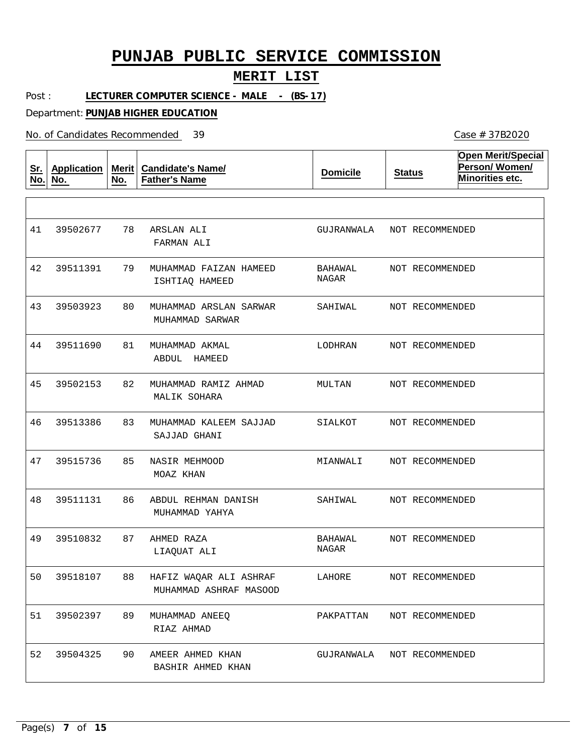# PUNJAB PUBLIC SERVICE COMMISSION

## MERIT LIST

Post : **LECTURER COMPUTER SCIENCE - MALE - (BS-17)**

Department: **PUNJAB HIGHER EDUCATION**

No. of Candidates Recommended 39

Case # 37B2020

| Sr. No. | Application No. | Merit No. | Candidate's Name/ Father's Name | Domicile | Status | Open Merit/Special Person/ Women/ Minorities etc. |
|---|---|---|---|---|---|---|
| 41 | 39502677 | 78 | ARSLAN ALI<br>FARMAN ALI | GUJRANWALA | NOT RECOMMENDED | |
| 42 | 39511391 | 79 | MUHAMMAD FAIZAN HAMEED<br>ISHTIAQ HAMEED | BAHAWAL NAGAR | NOT RECOMMENDED | |
| 43 | 39503923 | 80 | MUHAMMAD ARSLAN SARWAR<br>MUHAMMAD SARWAR | SAHIWAL | NOT RECOMMENDED | |
| 44 | 39511690 | 81 | MUHAMMAD AKMAL<br>ABDUL HAMEED | LODHRAN | NOT RECOMMENDED | |
| 45 | 39502153 | 82 | MUHAMMAD RAMIZ AHMAD<br>MALIK SOHARA | MULTAN | NOT RECOMMENDED | |
| 46 | 39513386 | 83 | MUHAMMAD KALEEM SAJJAD<br>SAJJAD GHANI | SIALKOT | NOT RECOMMENDED | |
| 47 | 39515736 | 85 | NASIR MEHMOOD<br>MOAZ KHAN | MIANWALI | NOT RECOMMENDED | |
| 48 | 39511131 | 86 | ABDUL REHMAN DANISH<br>MUHAMMAD YAHYA | SAHIWAL | NOT RECOMMENDED | |
| 49 | 39510832 | 87 | AHMED RAZA<br>LIAQUAT ALI | BAHAWAL NAGAR | NOT RECOMMENDED | |
| 50 | 39518107 | 88 | HAFIZ WAQAR ALI ASHRAF<br>MUHAMMAD ASHRAF MASOOD | LAHORE | NOT RECOMMENDED | |
| 51 | 39502397 | 89 | MUHAMMAD ANEEQ<br>RIAZ AHMAD | PAKPATTAN | NOT RECOMMENDED | |
| 52 | 39504325 | 90 | AMEER AHMED KHAN<br>BASHIR AHMED KHAN | GUJRANWALA | NOT RECOMMENDED | |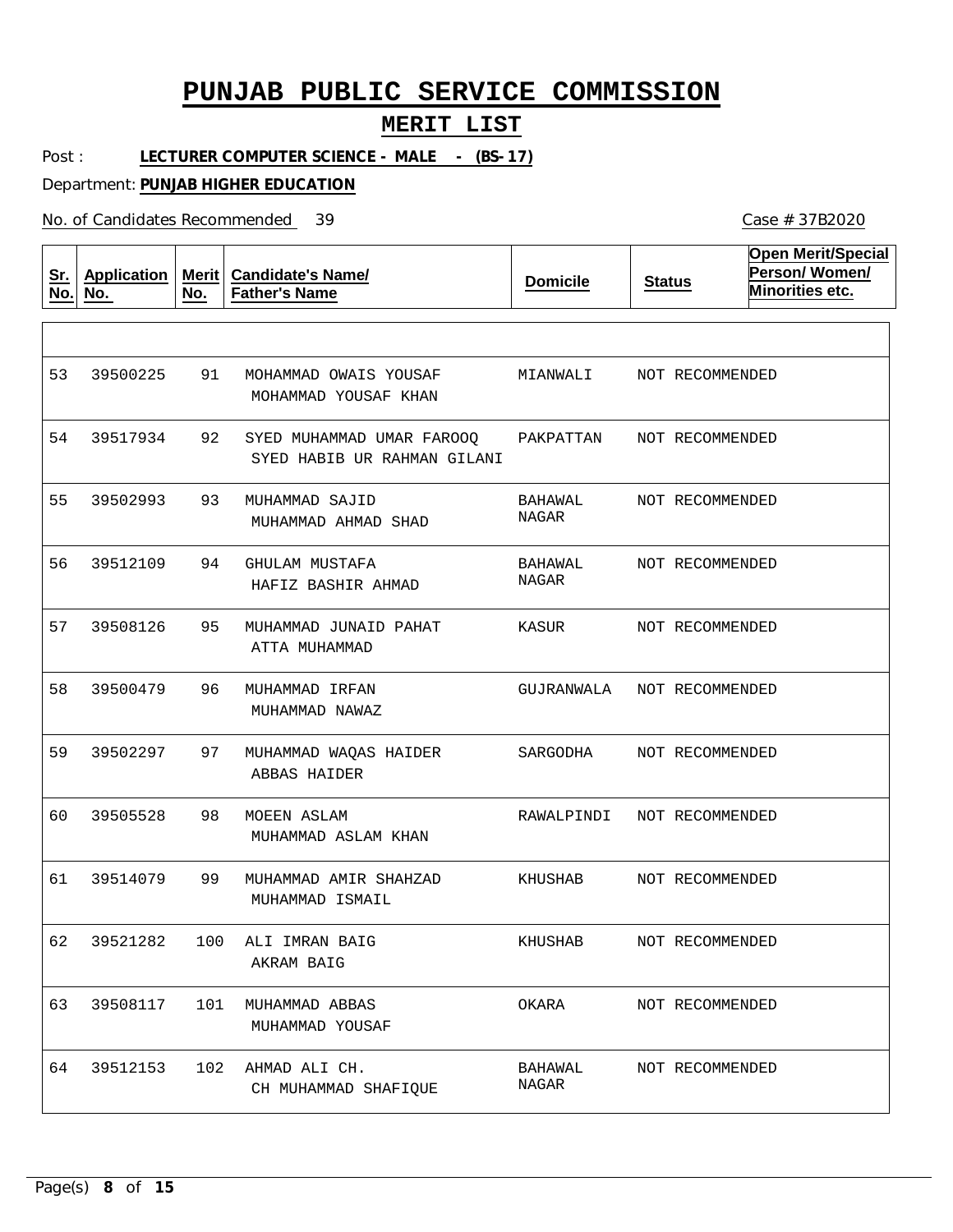# PUNJAB PUBLIC SERVICE COMMISSION

## MERIT LIST

Post : **LECTURER COMPUTER SCIENCE - MALE - (BS-17)**

Department: **PUNJAB HIGHER EDUCATION**

No. of Candidates Recommended 39

Case # 37B2020

| Sr. No. | Application No. | Merit No. | Candidate's Name/ Father's Name | Domicile | Status | Open Merit/Special Person/ Women/ Minorities etc. |
|---|---|---|---|---|---|---|
| 53 | 39500225 | 91 | MOHAMMAD OWAIS YOUSAF<br>MOHAMMAD YOUSAF KHAN | MIANWALI | NOT RECOMMENDED | |
| 54 | 39517934 | 92 | SYED MUHAMMAD UMAR FAROOQ<br>SYED HABIB UR RAHMAN GILANI | PAKPATTAN | NOT RECOMMENDED | |
| 55 | 39502993 | 93 | MUHAMMAD SAJID<br>MUHAMMAD AHMAD SHAD | BAHAWAL NAGAR | NOT RECOMMENDED | |
| 56 | 39512109 | 94 | GHULAM MUSTAFA<br>HAFIZ BASHIR AHMAD | BAHAWAL NAGAR | NOT RECOMMENDED | |
| 57 | 39508126 | 95 | MUHAMMAD JUNAID PAHAT<br>ATTA MUHAMMAD | KASUR | NOT RECOMMENDED | |
| 58 | 39500479 | 96 | MUHAMMAD IRFAN<br>MUHAMMAD NAWAZ | GUJRANWALA | NOT RECOMMENDED | |
| 59 | 39502297 | 97 | MUHAMMAD WAQAS HAIDER<br>ABBAS HAIDER | SARGODHA | NOT RECOMMENDED | |
| 60 | 39505528 | 98 | MOEEN ASLAM<br>MUHAMMAD ASLAM KHAN | RAWALPINDI | NOT RECOMMENDED | |
| 61 | 39514079 | 99 | MUHAMMAD AMIR SHAHZAD<br>MUHAMMAD ISMAIL | KHUSHAB | NOT RECOMMENDED | |
| 62 | 39521282 | 100 | ALI IMRAN BAIG<br>AKRAM BAIG | KHUSHAB | NOT RECOMMENDED | |
| 63 | 39508117 | 101 | MUHAMMAD ABBAS<br>MUHAMMAD YOUSAF | OKARA | NOT RECOMMENDED | |
| 64 | 39512153 | 102 | AHMAD ALI CH.<br>CH MUHAMMAD SHAFIQUE | BAHAWAL NAGAR | NOT RECOMMENDED | |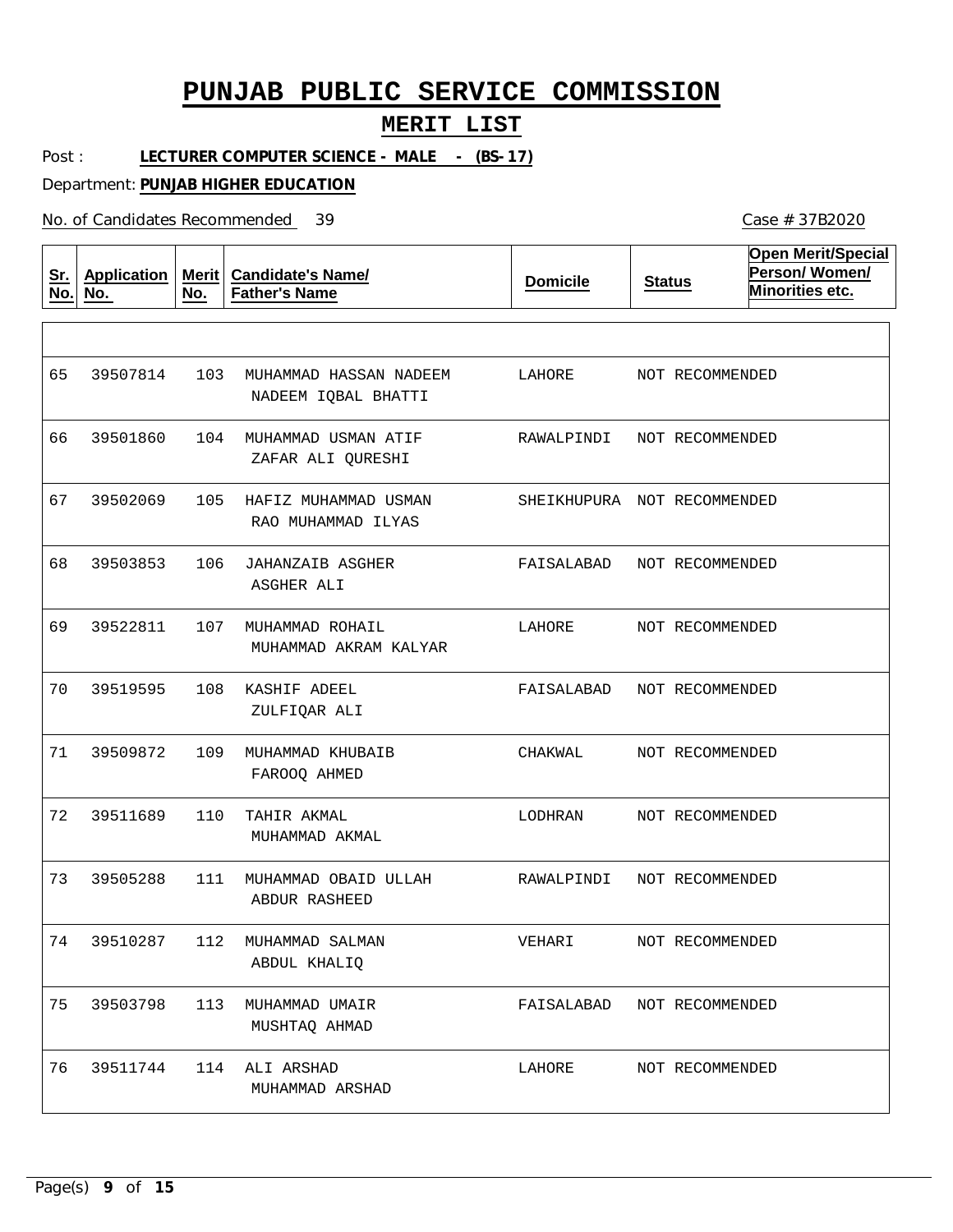# PUNJAB PUBLIC SERVICE COMMISSION

## MERIT LIST

Post : **LECTURER COMPUTER SCIENCE - MALE - (BS-17)**

Department: **PUNJAB HIGHER EDUCATION**

No. of Candidates Recommended 39

Case # 37B2020

| Sr. No. | Application No. | Merit No. | Candidate's Name/ Father's Name | Domicile | Status | Open Merit/Special Person/ Women/ Minorities etc. |
|---|---|---|---|---|---|---|
| 65 | 39507814 | 103 | MUHAMMAD HASSAN NADEEM<br>NADEEM IQBAL BHATTI | LAHORE | NOT RECOMMENDED | |
| 66 | 39501860 | 104 | MUHAMMAD USMAN ATIF<br>ZAFAR ALI QURESHI | RAWALPINDI | NOT RECOMMENDED | |
| 67 | 39502069 | 105 | HAFIZ MUHAMMAD USMAN<br>RAO MUHAMMAD ILYAS | SHEIKHUPURA | NOT RECOMMENDED | |
| 68 | 39503853 | 106 | JAHANZAIB ASGHER<br>ASGHER ALI | FAISALABAD | NOT RECOMMENDED | |
| 69 | 39522811 | 107 | MUHAMMAD ROHAIL<br>MUHAMMAD AKRAM KALYAR | LAHORE | NOT RECOMMENDED | |
| 70 | 39519595 | 108 | KASHIF ADEEL<br>ZULFIQAR ALI | FAISALABAD | NOT RECOMMENDED | |
| 71 | 39509872 | 109 | MUHAMMAD KHUBAIB<br>FAROOQ AHMED | CHAKWAL | NOT RECOMMENDED | |
| 72 | 39511689 | 110 | TAHIR AKMAL<br>MUHAMMAD AKMAL | LODHRAN | NOT RECOMMENDED | |
| 73 | 39505288 | 111 | MUHAMMAD OBAID ULLAH<br>ABDUR RASHEED | RAWALPINDI | NOT RECOMMENDED | |
| 74 | 39510287 | 112 | MUHAMMAD SALMAN<br>ABDUL KHALIQ | VEHARI | NOT RECOMMENDED | |
| 75 | 39503798 | 113 | MUHAMMAD UMAIR<br>MUSHTAQ AHMAD | FAISALABAD | NOT RECOMMENDED | |
| 76 | 39511744 | 114 | ALI ARSHAD<br>MUHAMMAD ARSHAD | LAHORE | NOT RECOMMENDED | |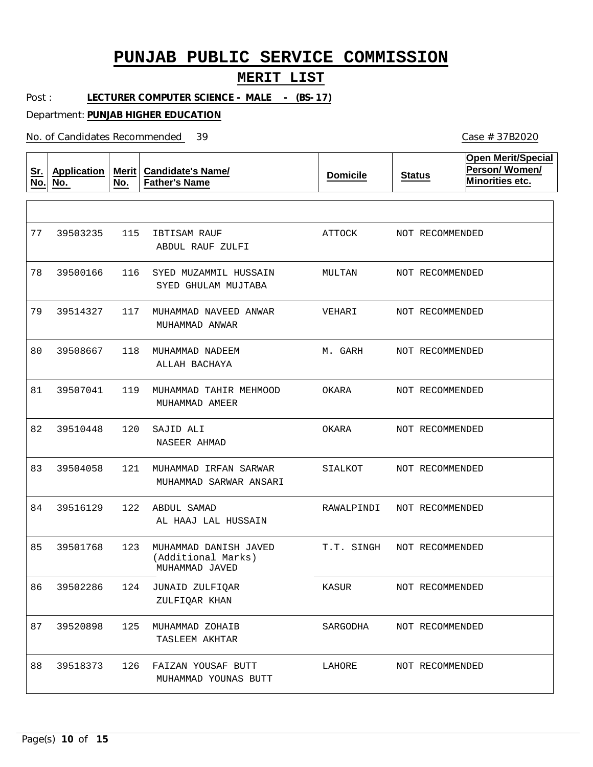# PUNJAB PUBLIC SERVICE COMMISSION

## MERIT LIST

Post : **LECTURER COMPUTER SCIENCE - MALE - (BS-17)**

Department: **PUNJAB HIGHER EDUCATION**

No. of Candidates Recommended 39

Case # 37B2020

| Sr. No. | Application No. | Merit No. | Candidate's Name/ Father's Name | Domicile | Status | Open Merit/Special Person/ Women/ Minorities etc. |
|---|---|---|---|---|---|---|
| 77 | 39503235 | 115 | IBTISAM RAUF<br>ABDUL RAUF ZULFI | ATTOCK | NOT RECOMMENDED | |
| 78 | 39500166 | 116 | SYED MUZAMMIL HUSSAIN<br>SYED GHULAM MUJTABA | MULTAN | NOT RECOMMENDED | |
| 79 | 39514327 | 117 | MUHAMMAD NAVEED ANWAR<br>MUHAMMAD ANWAR | VEHARI | NOT RECOMMENDED | |
| 80 | 39508667 | 118 | MUHAMMAD NADEEM<br>ALLAH BACHAYA | M. GARH | NOT RECOMMENDED | |
| 81 | 39507041 | 119 | MUHAMMAD TAHIR MEHMOOD<br>MUHAMMAD AMEER | OKARA | NOT RECOMMENDED | |
| 82 | 39510448 | 120 | SAJID ALI<br>NASEER AHMAD | OKARA | NOT RECOMMENDED | |
| 83 | 39504058 | 121 | MUHAMMAD IRFAN SARWAR<br>MUHAMMAD SARWAR ANSARI | SIALKOT | NOT RECOMMENDED | |
| 84 | 39516129 | 122 | ABDUL SAMAD<br>AL HAAJ LAL HUSSAIN | RAWALPINDI | NOT RECOMMENDED | |
| 85 | 39501768 | 123 | MUHAMMAD DANISH JAVED (Additional Marks)<br>MUHAMMAD JAVED | T.T. SINGH | NOT RECOMMENDED | |
| 86 | 39502286 | 124 | JUNAID ZULFIQAR<br>ZULFIQAR KHAN | KASUR | NOT RECOMMENDED | |
| 87 | 39520898 | 125 | MUHAMMAD ZOHAIB<br>TASLEEM AKHTAR | SARGODHA | NOT RECOMMENDED | |
| 88 | 39518373 | 126 | FAIZAN YOUSAF BUTT<br>MUHAMMAD YOUNAS BUTT | LAHORE | NOT RECOMMENDED | |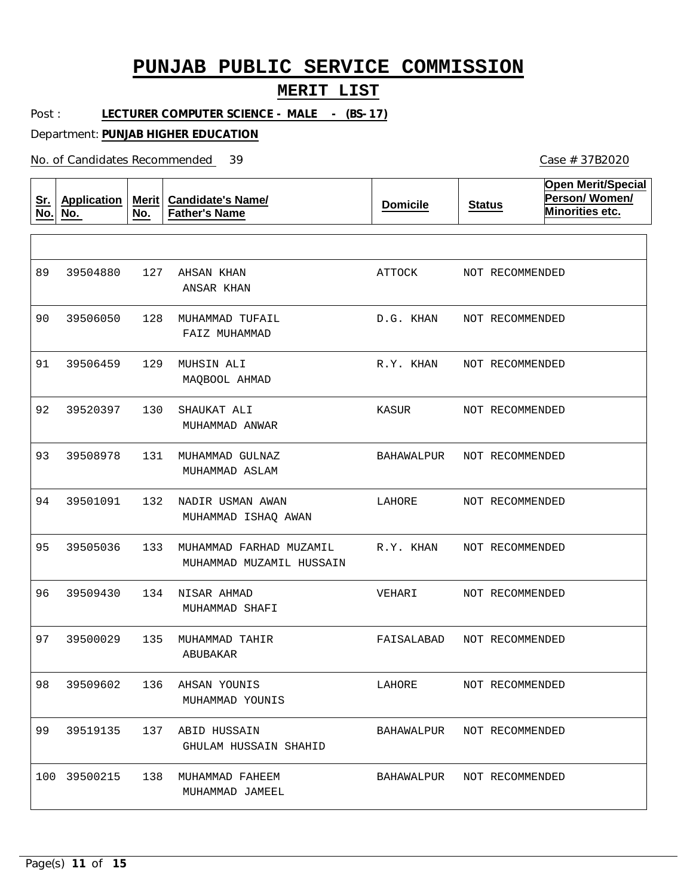# PUNJAB PUBLIC SERVICE COMMISSION

## MERIT LIST

Post : **LECTURER COMPUTER SCIENCE - MALE - (BS-17)**

Department: **PUNJAB HIGHER EDUCATION**

No. of Candidates Recommended 39

Case # 37B2020

| Sr. No. | Application No. | Merit No. | Candidate's Name/ Father's Name | Domicile | Status | Open Merit/Special Person/ Women/ Minorities etc. |
|---|---|---|---|---|---|---|
| 89 | 39504880 | 127 | AHSAN KHAN<br>ANSAR KHAN | ATTOCK | NOT RECOMMENDED | |
| 90 | 39506050 | 128 | MUHAMMAD TUFAIL<br>FAIZ MUHAMMAD | D.G. KHAN | NOT RECOMMENDED | |
| 91 | 39506459 | 129 | MUHSIN ALI<br>MAQBOOL AHMAD | R.Y. KHAN | NOT RECOMMENDED | |
| 92 | 39520397 | 130 | SHAUKAT ALI<br>MUHAMMAD ANWAR | KASUR | NOT RECOMMENDED | |
| 93 | 39508978 | 131 | MUHAMMAD GULNAZ<br>MUHAMMAD ASLAM | BAHAWALPUR | NOT RECOMMENDED | |
| 94 | 39501091 | 132 | NADIR USMAN AWAN<br>MUHAMMAD ISHAQ AWAN | LAHORE | NOT RECOMMENDED | |
| 95 | 39505036 | 133 | MUHAMMAD FARHAD MUZAMIL<br>MUHAMMAD MUZAMIL HUSSAIN | R.Y. KHAN | NOT RECOMMENDED | |
| 96 | 39509430 | 134 | NISAR AHMAD<br>MUHAMMAD SHAFI | VEHARI | NOT RECOMMENDED | |
| 97 | 39500029 | 135 | MUHAMMAD TAHIR<br>ABUBAKAR | FAISALABAD | NOT RECOMMENDED | |
| 98 | 39509602 | 136 | AHSAN YOUNIS<br>MUHAMMAD YOUNIS | LAHORE | NOT RECOMMENDED | |
| 99 | 39519135 | 137 | ABID HUSSAIN<br>GHULAM HUSSAIN SHAHID | BAHAWALPUR | NOT RECOMMENDED | |
| 100 | 39500215 | 138 | MUHAMMAD FAHEEM<br>MUHAMMAD JAMEEL | BAHAWALPUR | NOT RECOMMENDED | |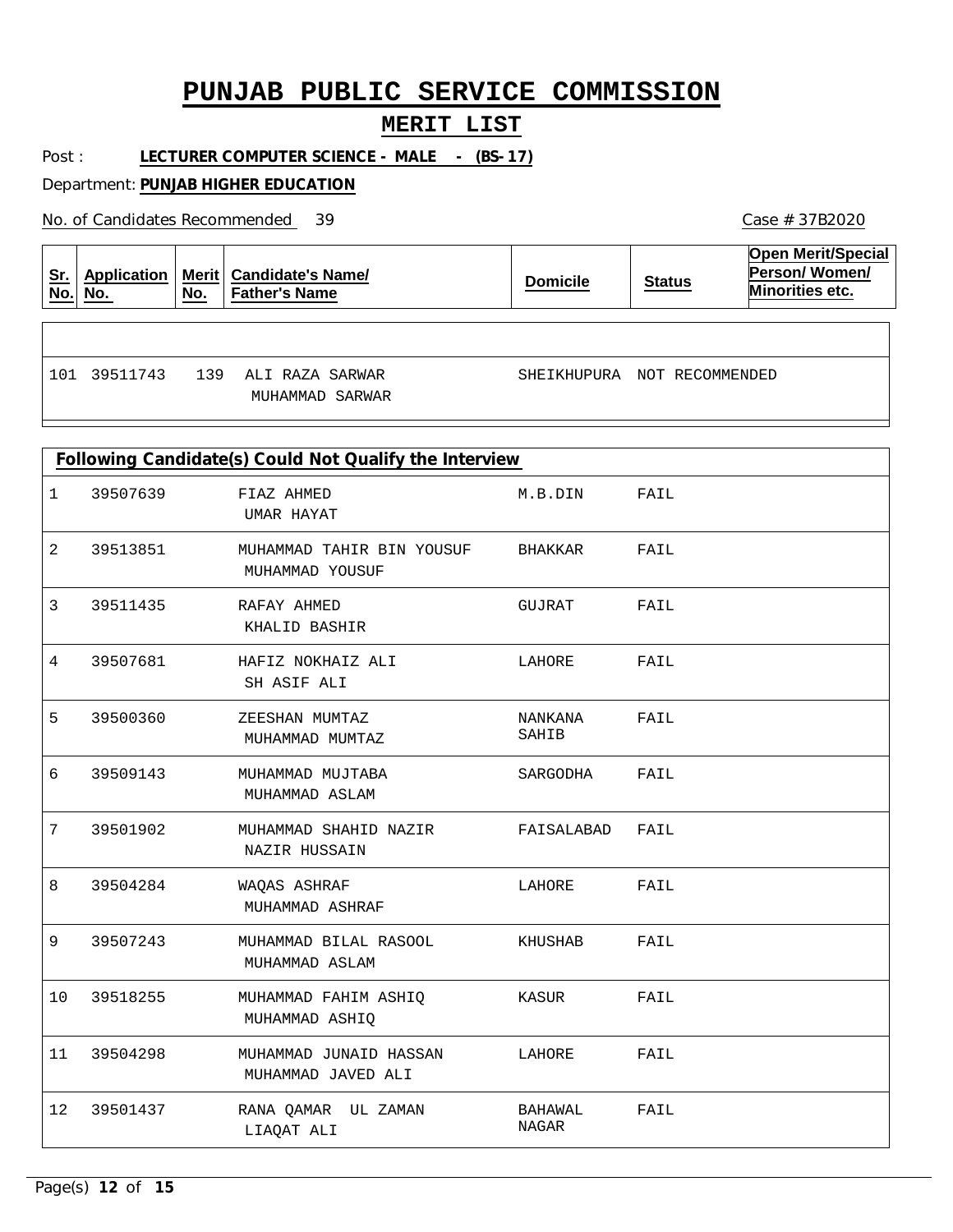# PUNJAB PUBLIC SERVICE COMMISSION

## MERIT LIST

Post : **LECTURER COMPUTER SCIENCE - MALE - (BS-17)**

Department: **PUNJAB HIGHER EDUCATION**

No. of Candidates Recommended 39

Case # 37B2020

| Sr. No. | Application No. | Merit No. | Candidate's Name/ Father's Name | Domicile | Status | Open Merit/Special Person/ Women/ Minorities etc. |
|---|---|---|---|---|---|---|
| 101 | 39511743 | 139 | ALI RAZA SARWAR / MUHAMMAD SARWAR | SHEIKHUPURA | NOT RECOMMENDED | |

**Following Candidate(s) Could Not Qualify the Interview**

| Sr. No. | Application No. | Candidate's Name/ Father's Name | Domicile | Status |
|---|---|---|---|---|
| 1 | 39507639 | FIAZ AHMED / UMAR HAYAT | M.B.DIN | FAIL |
| 2 | 39513851 | MUHAMMAD TAHIR BIN YOUSUF / MUHAMMAD YOUSUF | BHAKKAR | FAIL |
| 3 | 39511435 | RAFAY AHMED / KHALID BASHIR | GUJRAT | FAIL |
| 4 | 39507681 | HAFIZ NOKHAIZ ALI / SH ASIF ALI | LAHORE | FAIL |
| 5 | 39500360 | ZEESHAN MUMTAZ / MUHAMMAD MUMTAZ | NANKANA SAHIB | FAIL |
| 6 | 39509143 | MUHAMMAD MUJTABA / MUHAMMAD ASLAM | SARGODHA | FAIL |
| 7 | 39501902 | MUHAMMAD SHAHID NAZIR / NAZIR HUSSAIN | FAISALABAD | FAIL |
| 8 | 39504284 | WAQAS ASHRAF / MUHAMMAD ASHRAF | LAHORE | FAIL |
| 9 | 39507243 | MUHAMMAD BILAL RASOOL / MUHAMMAD ASLAM | KHUSHAB | FAIL |
| 10 | 39518255 | MUHAMMAD FAHIM ASHIQ / MUHAMMAD ASHIQ | KASUR | FAIL |
| 11 | 39504298 | MUHAMMAD JUNAID HASSAN / MUHAMMAD JAVED ALI | LAHORE | FAIL |
| 12 | 39501437 | RANA QAMAR UL ZAMAN / LIAQAT ALI | BAHAWAL NAGAR | FAIL |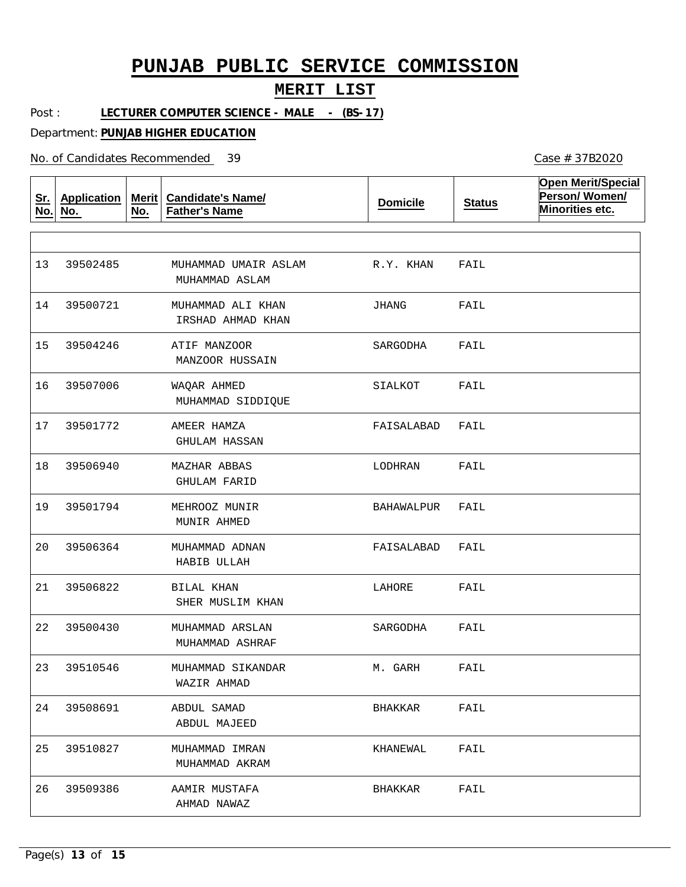# PUNJAB PUBLIC SERVICE COMMISSION

## MERIT LIST

Post : **LECTURER COMPUTER SCIENCE - MALE - (BS-17)**

Department: **PUNJAB HIGHER EDUCATION**

No. of Candidates Recommended 39

Case # 37B2020

| Sr. No. | Application No. | Merit No. | Candidate's Name/ Father's Name | Domicile | Status | Open Merit/Special Person/ Women/ Minorities etc. |
|---|---|---|---|---|---|---|
| 13 | 39502485 | | MUHAMMAD UMAIR ASLAM<br>MUHAMMAD ASLAM | R.Y. KHAN | FAIL | |
| 14 | 39500721 | | MUHAMMAD ALI KHAN<br>IRSHAD AHMAD KHAN | JHANG | FAIL | |
| 15 | 39504246 | | ATIF MANZOOR<br>MANZOOR HUSSAIN | SARGODHA | FAIL | |
| 16 | 39507006 | | WAQAR AHMED<br>MUHAMMAD SIDDIQUE | SIALKOT | FAIL | |
| 17 | 39501772 | | AMEER HAMZA<br>GHULAM HASSAN | FAISALABAD | FAIL | |
| 18 | 39506940 | | MAZHAR ABBAS<br>GHULAM FARID | LODHRAN | FAIL | |
| 19 | 39501794 | | MEHROOZ MUNIR<br>MUNIR AHMED | BAHAWALPUR | FAIL | |
| 20 | 39506364 | | MUHAMMAD ADNAN<br>HABIB ULLAH | FAISALABAD | FAIL | |
| 21 | 39506822 | | BILAL KHAN<br>SHER MUSLIM KHAN | LAHORE | FAIL | |
| 22 | 39500430 | | MUHAMMAD ARSLAN<br>MUHAMMAD ASHRAF | SARGODHA | FAIL | |
| 23 | 39510546 | | MUHAMMAD SIKANDAR<br>WAZIR AHMAD | M. GARH | FAIL | |
| 24 | 39508691 | | ABDUL SAMAD<br>ABDUL MAJEED | BHAKKAR | FAIL | |
| 25 | 39510827 | | MUHAMMAD IMRAN<br>MUHAMMAD AKRAM | KHANEWAL | FAIL | |
| 26 | 39509386 | | AAMIR MUSTAFA<br>AHMAD NAWAZ | BHAKKAR | FAIL | |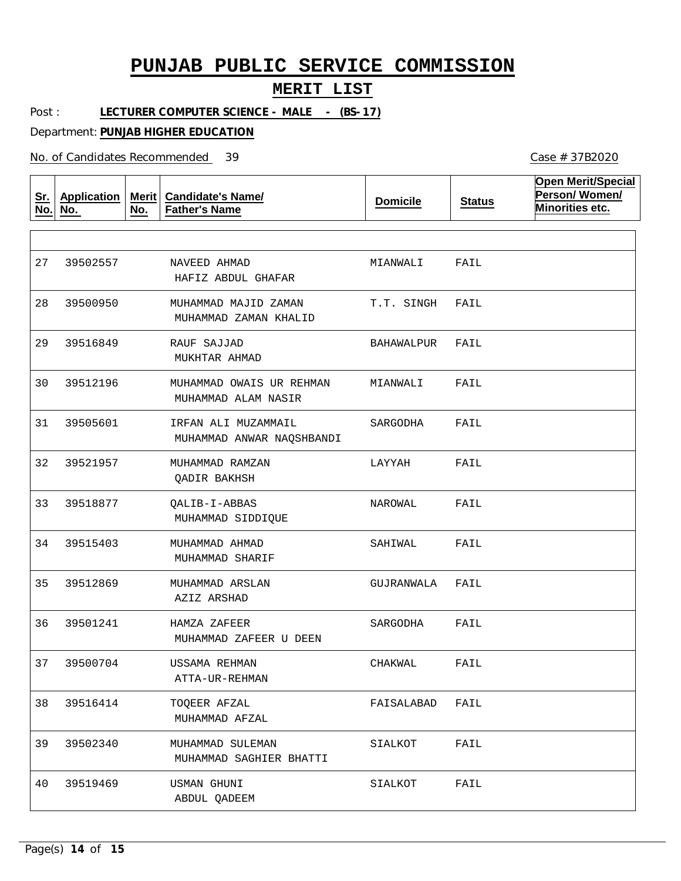# PUNJAB PUBLIC SERVICE COMMISSION

## MERIT LIST

Post : **LECTURER COMPUTER SCIENCE - MALE - (BS-17)**

Department: **PUNJAB HIGHER EDUCATION**

No. of Candidates Recommended 39

Case # 37B2020

| Sr. No. | Application No. | Merit No. | Candidate's Name/ Father's Name | Domicile | Status | Open Merit/Special Person/ Women/ Minorities etc. |
|---|---|---|---|---|---|---|
| 27 | 39502557 | | NAVEED AHMAD<br>HAFIZ ABDUL GHAFAR | MIANWALI | FAIL | |
| 28 | 39500950 | | MUHAMMAD MAJID ZAMAN<br>MUHAMMAD ZAMAN KHALID | T.T. SINGH | FAIL | |
| 29 | 39516849 | | RAUF SAJJAD<br>MUKHTAR AHMAD | BAHAWALPUR | FAIL | |
| 30 | 39512196 | | MUHAMMAD OWAIS UR REHMAN<br>MUHAMMAD ALAM NASIR | MIANWALI | FAIL | |
| 31 | 39505601 | | IRFAN ALI MUZAMMAIL<br>MUHAMMAD ANWAR NAQSHBANDI | SARGODHA | FAIL | |
| 32 | 39521957 | | MUHAMMAD RAMZAN<br>QADIR BAKHSH | LAYYAH | FAIL | |
| 33 | 39518877 | | QALIB-I-ABBAS<br>MUHAMMAD SIDDIQUE | NAROWAL | FAIL | |
| 34 | 39515403 | | MUHAMMAD AHMAD<br>MUHAMMAD SHARIF | SAHIWAL | FAIL | |
| 35 | 39512869 | | MUHAMMAD ARSLAN<br>AZIZ ARSHAD | GUJRANWALA | FAIL | |
| 36 | 39501241 | | HAMZA ZAFEER<br>MUHAMMAD ZAFEER U DEEN | SARGODHA | FAIL | |
| 37 | 39500704 | | USSAMA REHMAN<br>ATTA-UR-REHMAN | CHAKWAL | FAIL | |
| 38 | 39516414 | | TOQEER AFZAL<br>MUHAMMAD AFZAL | FAISALABAD | FAIL | |
| 39 | 39502340 | | MUHAMMAD SULEMAN<br>MUHAMMAD SAGHIER BHATTI | SIALKOT | FAIL | |
| 40 | 39519469 | | USMAN GHUNI<br>ABDUL QADEEM | SIALKOT | FAIL | |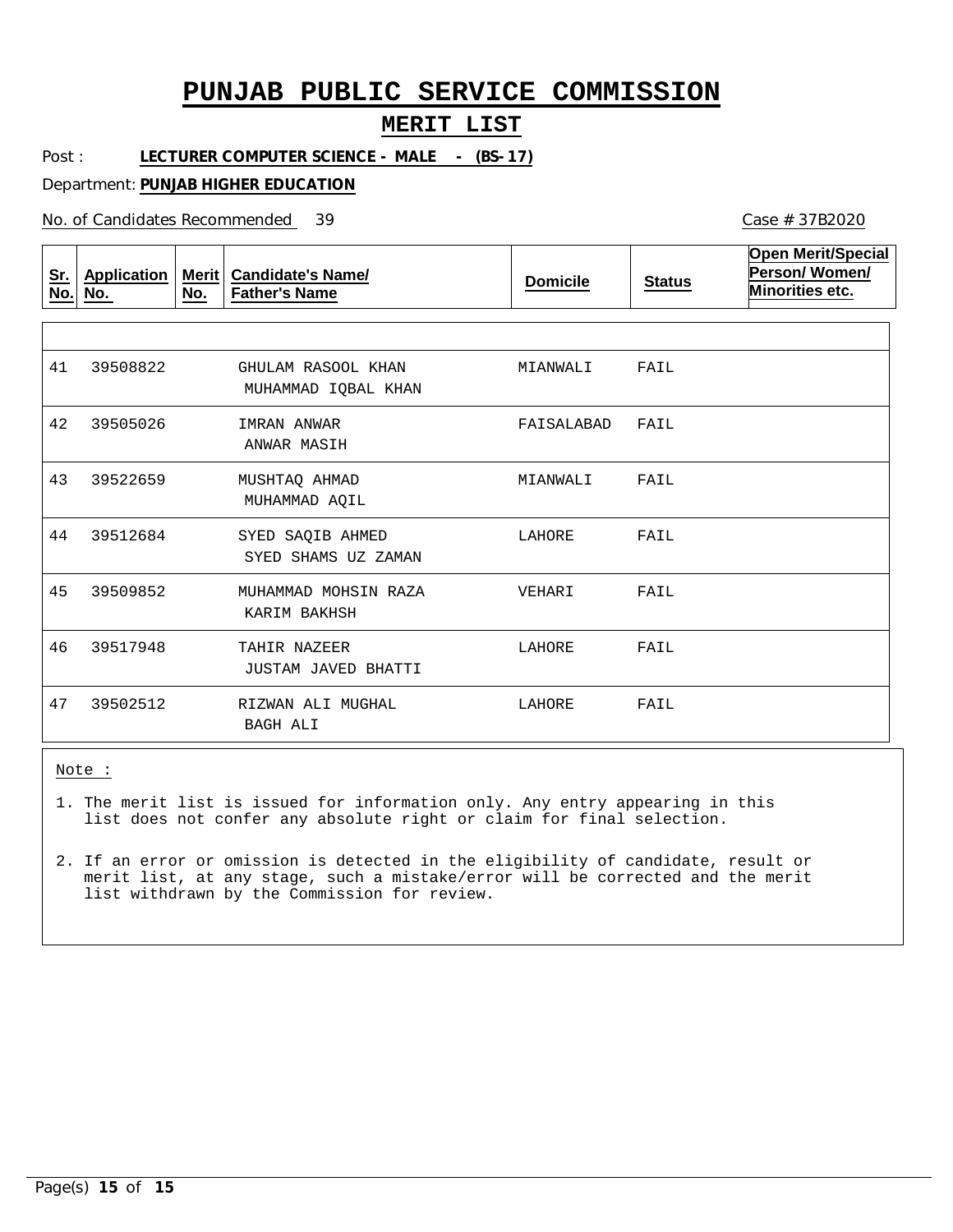# PUNJAB PUBLIC SERVICE COMMISSION

## MERIT LIST

Post : **LECTURER COMPUTER SCIENCE - MALE - (BS-17)**

Department: **PUNJAB HIGHER EDUCATION**

No. of Candidates Recommended 39

Case # 37B2020

| Sr. No. | Application No. | Merit No. | Candidate's Name/ Father's Name | Domicile | Status | Open Merit/Special Person/ Women/ Minorities etc. |
|---|---|---|---|---|---|---|
| 41 | 39508822 | | GHULAM RASOOL KHAN<br>MUHAMMAD IQBAL KHAN | MIANWALI | FAIL | |
| 42 | 39505026 | | IMRAN ANWAR<br>ANWAR MASIH | FAISALABAD | FAIL | |
| 43 | 39522659 | | MUSHTAQ AHMAD<br>MUHAMMAD AQIL | MIANWALI | FAIL | |
| 44 | 39512684 | | SYED SAQIB AHMED<br>SYED SHAMS UZ ZAMAN | LAHORE | FAIL | |
| 45 | 39509852 | | MUHAMMAD MOHSIN RAZA<br>KARIM BAKHSH | VEHARI | FAIL | |
| 46 | 39517948 | | TAHIR NAZEER<br>JUSTAM JAVED BHATTI | LAHORE | FAIL | |
| 47 | 39502512 | | RIZWAN ALI MUGHAL<br>BAGH ALI | LAHORE | FAIL | |

Note :

1. The merit list is issued for information only. Any entry appearing in this list does not confer any absolute right or claim for final selection.

2. If an error or omission is detected in the eligibility of candidate, result or merit list, at any stage, such a mistake/error will be corrected and the merit list withdrawn by the Commission for review.